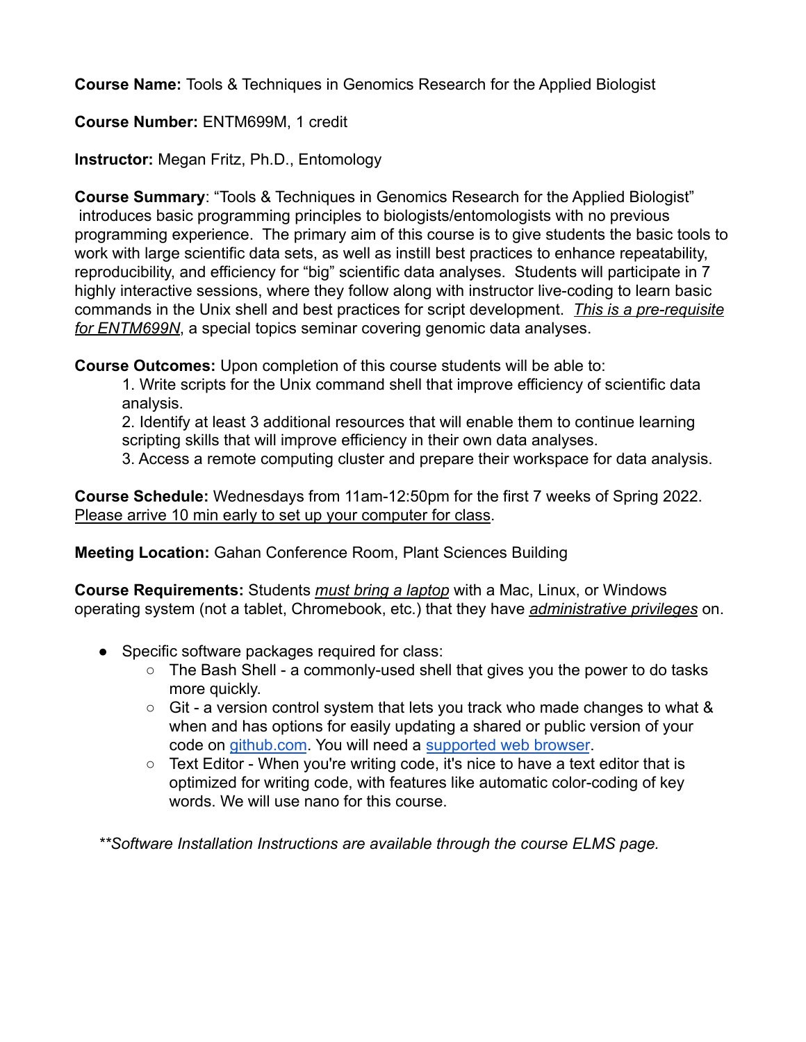**Course Name:** Tools & Techniques in Genomics Research for the Applied Biologist

**Course Number:** ENTM699M, 1 credit

**Instructor:** Megan Fritz, Ph.D., Entomology

**Course Summary**: "Tools & Techniques in Genomics Research for the Applied Biologist" introduces basic programming principles to biologists/entomologists with no previous programming experience. The primary aim of this course is to give students the basic tools to work with large scientific data sets, as well as instill best practices to enhance repeatability, reproducibility, and efficiency for "big" scientific data analyses. Students will participate in 7 highly interactive sessions, where they follow along with instructor live-coding to learn basic commands in the Unix shell and best practices for script development. *This is a pre-requisite for ENTM699N*, a special topics seminar covering genomic data analyses.

**Course Outcomes:** Upon completion of this course students will be able to:

1. Write scripts for the Unix command shell that improve efficiency of scientific data analysis.
2. Identify at least 3 additional resources that will enable them to continue learning scripting skills that will improve efficiency in their own data analyses.
3. Access a remote computing cluster and prepare their workspace for data analysis.

**Course Schedule:** Wednesdays from 11am-12:50pm for the first 7 weeks of Spring 2022. Please arrive 10 min early to set up your computer for class.

**Meeting Location:** Gahan Conference Room, Plant Sciences Building

**Course Requirements:** Students *must bring a laptop* with a Mac, Linux, or Windows operating system (not a tablet, Chromebook, etc.) that they have *administrative privileges* on.

- Specific software packages required for class:
  - The Bash Shell - a commonly-used shell that gives you the power to do tasks more quickly.
  - Git - a version control system that lets you track who made changes to what & when and has options for easily updating a shared or public version of your code on github.com. You will need a supported web browser.
  - Text Editor - When you're writing code, it's nice to have a text editor that is optimized for writing code, with features like automatic color-coding of key words. We will use nano for this course.

*\*\*Software Installation Instructions are available through the course ELMS page.*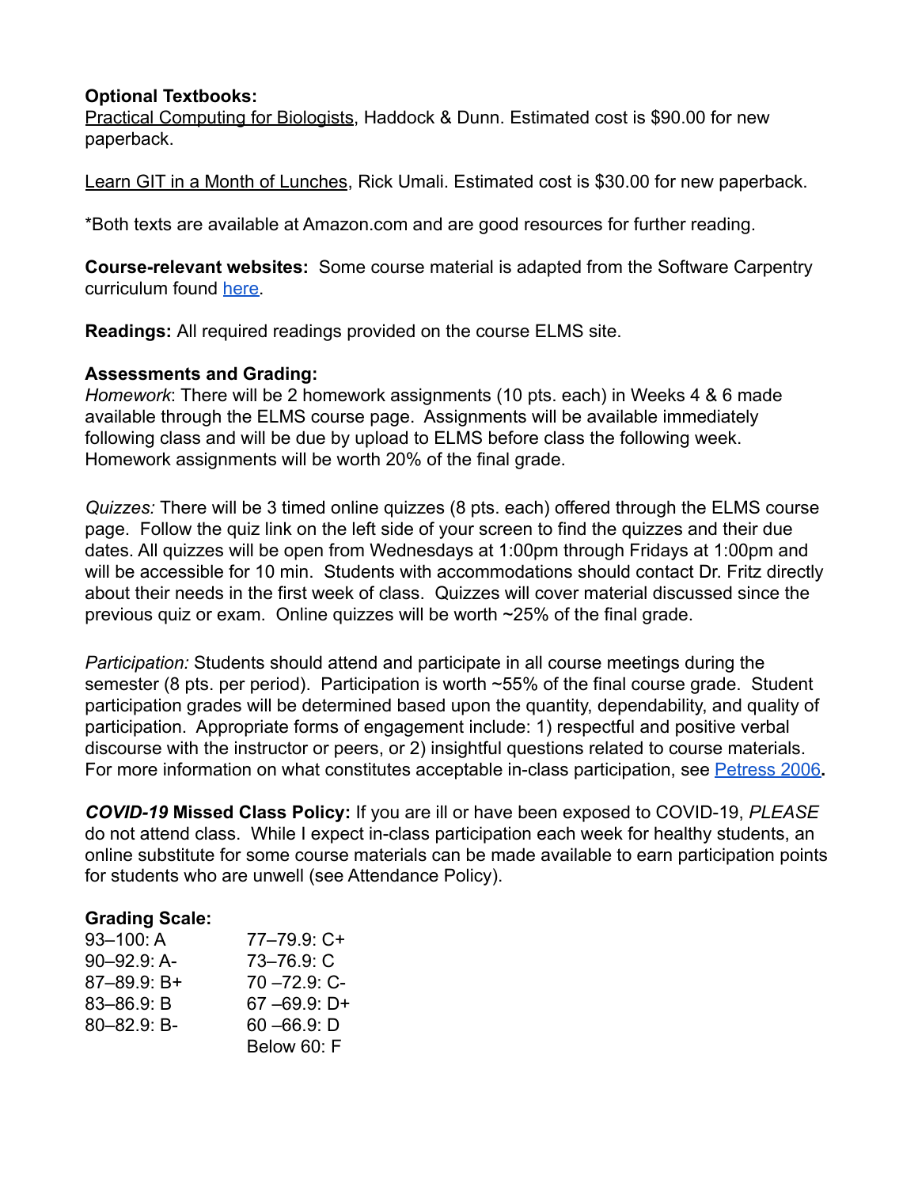**Optional Textbooks:**
Practical Computing for Biologists, Haddock & Dunn. Estimated cost is $90.00 for new paperback.

Learn GIT in a Month of Lunches, Rick Umali. Estimated cost is $30.00 for new paperback.

*Both texts are available at Amazon.com and are good resources for further reading.

**Course-relevant websites:** Some course material is adapted from the Software Carpentry curriculum found here.

**Readings:** All required readings provided on the course ELMS site.

**Assessments and Grading:**

*Homework*: There will be 2 homework assignments (10 pts. each) in Weeks 4 & 6 made available through the ELMS course page. Assignments will be available immediately following class and will be due by upload to ELMS before class the following week. Homework assignments will be worth 20% of the final grade.

*Quizzes:* There will be 3 timed online quizzes (8 pts. each) offered through the ELMS course page. Follow the quiz link on the left side of your screen to find the quizzes and their due dates. All quizzes will be open from Wednesdays at 1:00pm through Fridays at 1:00pm and will be accessible for 10 min. Students with accommodations should contact Dr. Fritz directly about their needs in the first week of class. Quizzes will cover material discussed since the previous quiz or exam. Online quizzes will be worth ~25% of the final grade.

*Participation:* Students should attend and participate in all course meetings during the semester (8 pts. per period). Participation is worth ~55% of the final course grade. Student participation grades will be determined based upon the quantity, dependability, and quality of participation. Appropriate forms of engagement include: 1) respectful and positive verbal discourse with the instructor or peers, or 2) insightful questions related to course materials. For more information on what constitutes acceptable in-class participation, see Petress 2006**.**

***COVID-19* Missed Class Policy:** If you are ill or have been exposed to COVID-19, *PLEASE* do not attend class. While I expect in-class participation each week for healthy students, an online substitute for some course materials can be made available to earn participation points for students who are unwell (see Attendance Policy).

**Grading Scale:**

| | |
|---|---|
| 93–100: A | 77–79.9: C+ |
| 90–92.9: A- | 73–76.9: C |
| 87–89.9: B+ | 70 –72.9: C- |
| 83–86.9: B | 67 –69.9: D+ |
| 80–82.9: B- | 60 –66.9: D |
| | Below 60: F |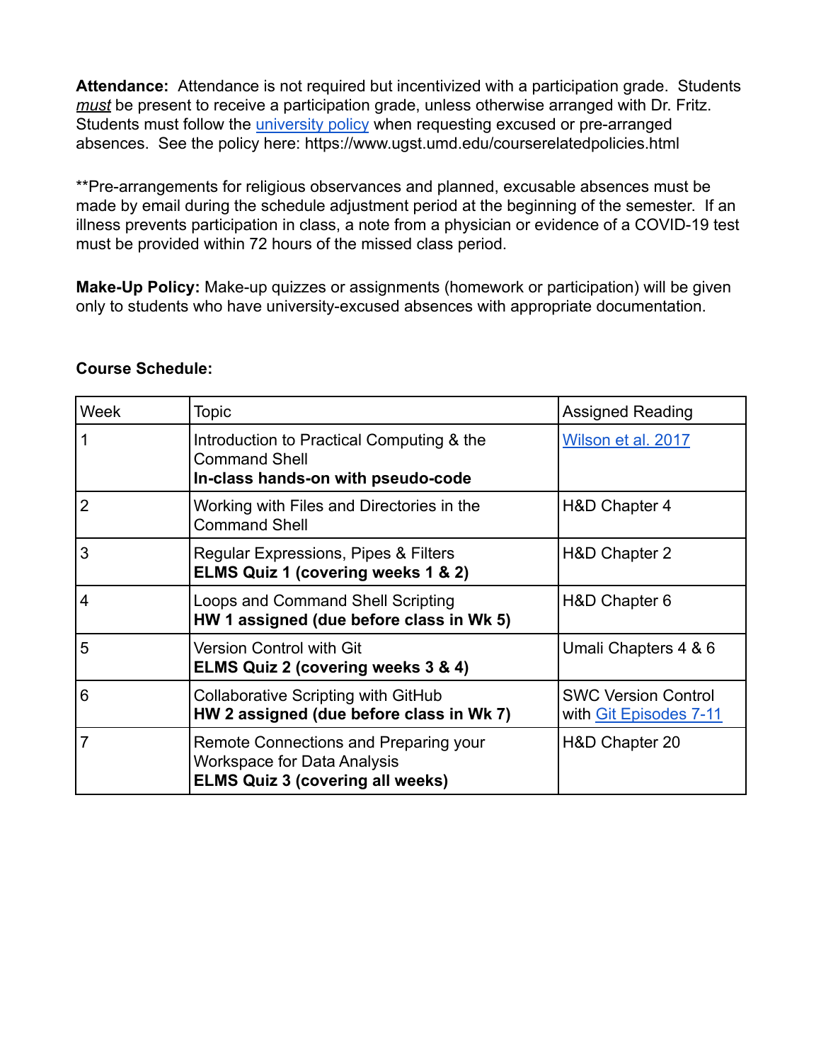**Attendance:** Attendance is not required but incentivized with a participation grade. Students *must* be present to receive a participation grade, unless otherwise arranged with Dr. Fritz. Students must follow the [university policy](https://www.ugst.umd.edu/courserelatedpolicies.html) when requesting excused or pre-arranged absences. See the policy here: https://www.ugst.umd.edu/courserelatedpolicies.html

**Pre-arrangements for religious observances and planned, excusable absences must be made by email during the schedule adjustment period at the beginning of the semester. If an illness prevents participation in class, a note from a physician or evidence of a COVID-19 test must be provided within 72 hours of the missed class period.

**Make-Up Policy:** Make-up quizzes or assignments (homework or participation) will be given only to students who have university-excused absences with appropriate documentation.

**Course Schedule:**

| Week | Topic | Assigned Reading |
|---|---|---|
| 1 | Introduction to Practical Computing & the Command Shell<br>**In-class hands-on with pseudo-code** | Wilson et al. 2017 |
| 2 | Working with Files and Directories in the Command Shell | H&D Chapter 4 |
| 3 | Regular Expressions, Pipes & Filters<br>**ELMS Quiz 1 (covering weeks 1 & 2)** | H&D Chapter 2 |
| 4 | Loops and Command Shell Scripting<br>**HW 1 assigned (due before class in Wk 5)** | H&D Chapter 6 |
| 5 | Version Control with Git<br>**ELMS Quiz 2 (covering weeks 3 & 4)** | Umali Chapters 4 & 6 |
| 6 | Collaborative Scripting with GitHub<br>**HW 2 assigned (due before class in Wk 7)** | SWC Version Control with Git Episodes 7-11 |
| 7 | Remote Connections and Preparing your Workspace for Data Analysis<br>**ELMS Quiz 3 (covering all weeks)** | H&D Chapter 20 |